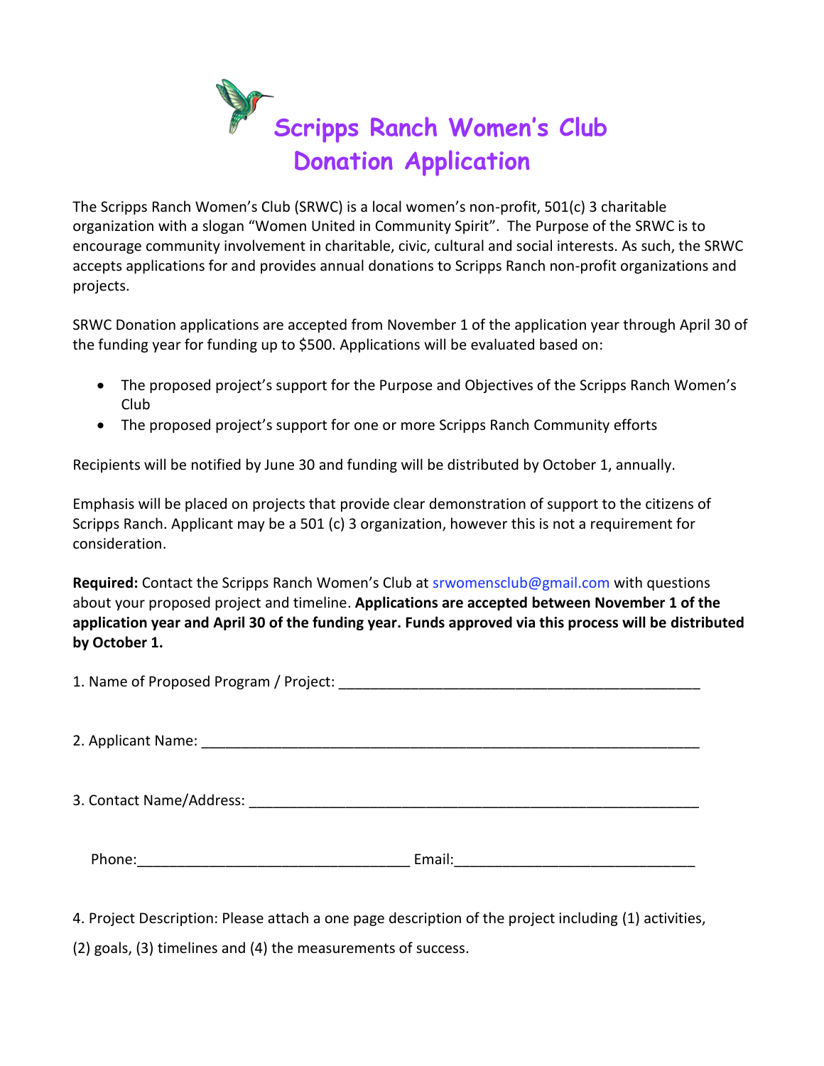# Scripps Ranch Women's Club Donation Application

The Scripps Ranch Women's Club (SRWC) is a local women's non-profit, 501(c) 3 charitable organization with a slogan "Women United in Community Spirit". The Purpose of the SRWC is to encourage community involvement in charitable, civic, cultural and social interests. As such, the SRWC accepts applications for and provides annual donations to Scripps Ranch non-profit organizations and projects.

SRWC Donation applications are accepted from November 1 of the application year through April 30 of the funding year for funding up to $500. Applications will be evaluated based on:

- The proposed project's support for the Purpose and Objectives of the Scripps Ranch Women's Club
- The proposed project's support for one or more Scripps Ranch Community efforts

Recipients will be notified by June 30 and funding will be distributed by October 1, annually.

Emphasis will be placed on projects that provide clear demonstration of support to the citizens of Scripps Ranch. Applicant may be a 501 (c) 3 organization, however this is not a requirement for consideration.

**Required:** Contact the Scripps Ranch Women's Club at srwomensclub@gmail.com with questions about your proposed project and timeline. **Applications are accepted between November 1 of the application year and April 30 of the funding year. Funds approved via this process will be distributed by October 1.**

1. Name of Proposed Program / Project: ______________________________________________

2. Applicant Name: ________________________________________________________________

3. Contact Name/Address: __________________________________________________________

   Phone:___________________________________ Email:______________________________

4. Project Description: Please attach a one page description of the project including (1) activities, (2) goals, (3) timelines and (4) the measurements of success.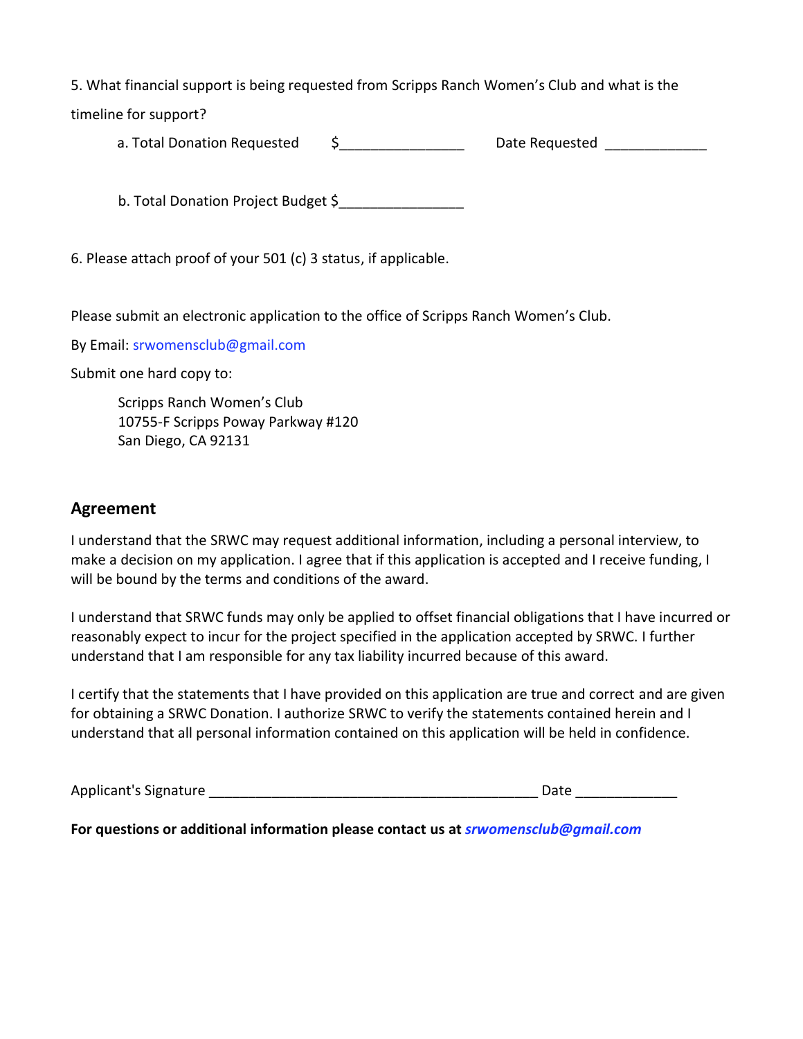5. What financial support is being requested from Scripps Ranch Women's Club and what is the timeline for support?

a. Total Donation Requested $________________ Date Requested _____________

b. Total Donation Project Budget $________________

6. Please attach proof of your 501 (c) 3 status, if applicable.

Please submit an electronic application to the office of Scripps Ranch Women's Club.

By Email: srwomensclub@gmail.com

Submit one hard copy to:

Scripps Ranch Women's Club
10755-F Scripps Poway Parkway #120
San Diego, CA 92131

## Agreement

I understand that the SRWC may request additional information, including a personal interview, to make a decision on my application. I agree that if this application is accepted and I receive funding, I will be bound by the terms and conditions of the award.

I understand that SRWC funds may only be applied to offset financial obligations that I have incurred or reasonably expect to incur for the project specified in the application accepted by SRWC. I further understand that I am responsible for any tax liability incurred because of this award.

I certify that the statements that I have provided on this application are true and correct and are given for obtaining a SRWC Donation. I authorize SRWC to verify the statements contained herein and I understand that all personal information contained on this application will be held in confidence.

Applicant's Signature ___________________________________________ Date _____________

**For questions or additional information please contact us at *srwomensclub@gmail.com***